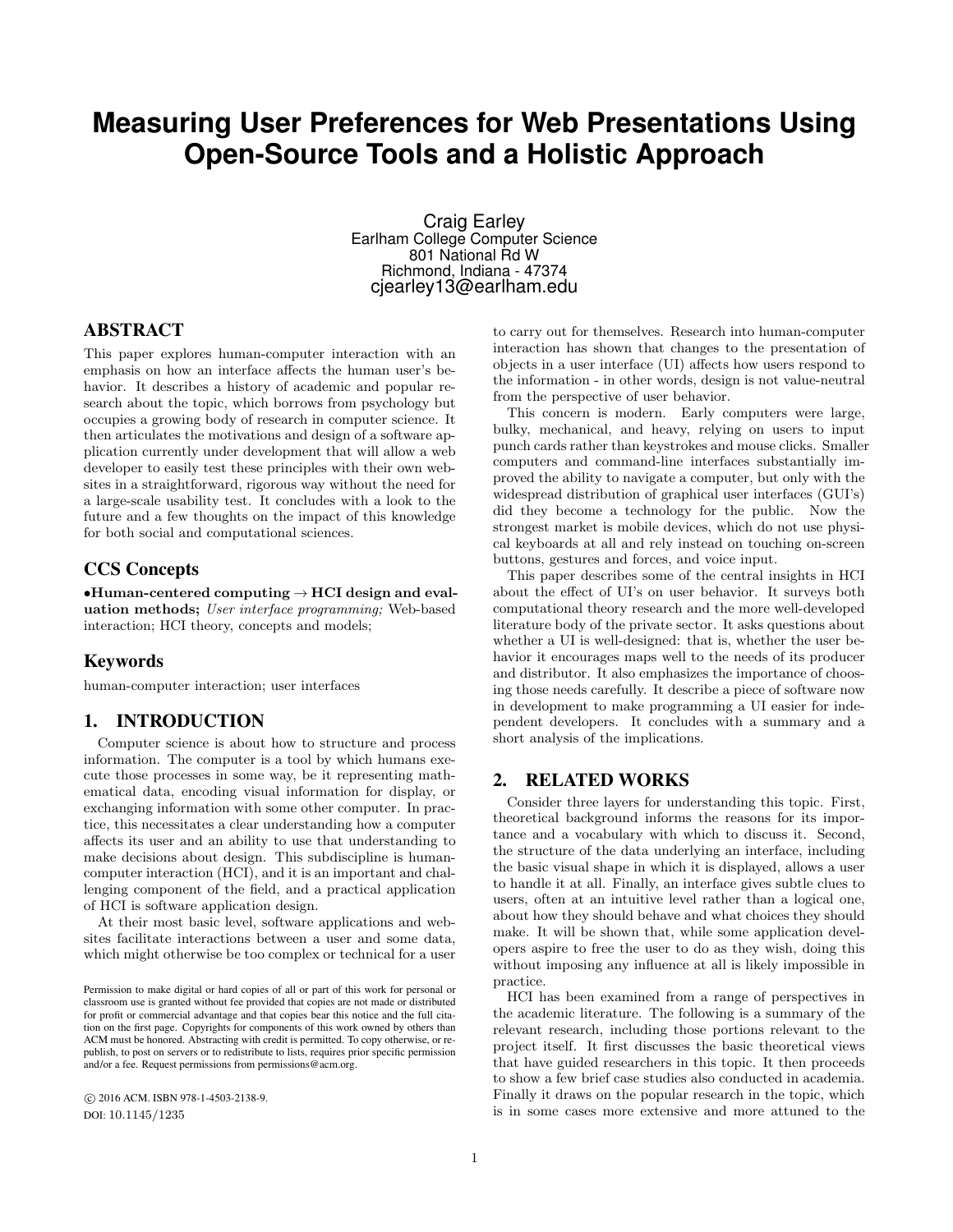# Measuring User Preferences for Web Presentations Using Open-Source Tools and a Holistic Approach

Craig Earley
Earlham College Computer Science
801 National Rd W
Richmond, Indiana - 47374
cjearley13@earlham.edu

## ABSTRACT

This paper explores human-computer interaction with an emphasis on how an interface affects the human user's behavior. It describes a history of academic and popular research about the topic, which borrows from psychology but occupies a growing body of research in computer science. It then articulates the motivations and design of a software application currently under development that will allow a web developer to easily test these principles with their own websites in a straightforward, rigorous way without the need for a large-scale usability test. It concludes with a look to the future and a few thoughts on the impact of this knowledge for both social and computational sciences.

## CCS Concepts

•**Human-centered computing** → **HCI design and evaluation methods;** *User interface programming;* Web-based interaction; HCI theory, concepts and models;

## Keywords

human-computer interaction; user interfaces

## 1. INTRODUCTION

Computer science is about how to structure and process information. The computer is a tool by which humans execute those processes in some way, be it representing mathematical data, encoding visual information for display, or exchanging information with some other computer. In practice, this necessitates a clear understanding how a computer affects its user and an ability to use that understanding to make decisions about design. This subdiscipline is human-computer interaction (HCI), and it is an important and challenging component of the field, and a practical application of HCI is software application design.

At their most basic level, software applications and websites facilitate interactions between a user and some data, which might otherwise be too complex or technical for a user to carry out for themselves. Research into human-computer interaction has shown that changes to the presentation of objects in a user interface (UI) affects how users respond to the information - in other words, design is not value-neutral from the perspective of user behavior.

This concern is modern. Early computers were large, bulky, mechanical, and heavy, relying on users to input punch cards rather than keystrokes and mouse clicks. Smaller computers and command-line interfaces substantially improved the ability to navigate a computer, but only with the widespread distribution of graphical user interfaces (GUI's) did they become a technology for the public. Now the strongest market is mobile devices, which do not use physical keyboards at all and rely instead on touching on-screen buttons, gestures and forces, and voice input.

This paper describes some of the central insights in HCI about the effect of UI's on user behavior. It surveys both computational theory research and the more well-developed literature body of the private sector. It asks questions about whether a UI is well-designed: that is, whether the user behavior it encourages maps well to the needs of its producer and distributor. It also emphasizes the importance of choosing those needs carefully. It describe a piece of software now in development to make programming a UI easier for independent developers. It concludes with a summary and a short analysis of the implications.

## 2. RELATED WORKS

Consider three layers for understanding this topic. First, theoretical background informs the reasons for its importance and a vocabulary with which to discuss it. Second, the structure of the data underlying an interface, including the basic visual shape in which it is displayed, allows a user to handle it at all. Finally, an interface gives subtle clues to users, often at an intuitive level rather than a logical one, about how they should behave and what choices they should make. It will be shown that, while some application developers aspire to free the user to do as they wish, doing this without imposing any influence at all is likely impossible in practice.

HCI has been examined from a range of perspectives in the academic literature. The following is a summary of the relevant research, including those portions relevant to the project itself. It first discusses the basic theoretical views that have guided researchers in this topic. It then proceeds to show a few brief case studies also conducted in academia. Finally it draws on the popular research in the topic, which is in some cases more extensive and more attuned to the

Permission to make digital or hard copies of all or part of this work for personal or classroom use is granted without fee provided that copies are not made or distributed for profit or commercial advantage and that copies bear this notice and the full citation on the first page. Copyrights for components of this work owned by others than ACM must be honored. Abstracting with credit is permitted. To copy otherwise, or republish, to post on servers or to redistribute to lists, requires prior specific permission and/or a fee. Request permissions from permissions@acm.org.

© 2016 ACM. ISBN 978-1-4503-2138-9.
DOI: 10.1145/1235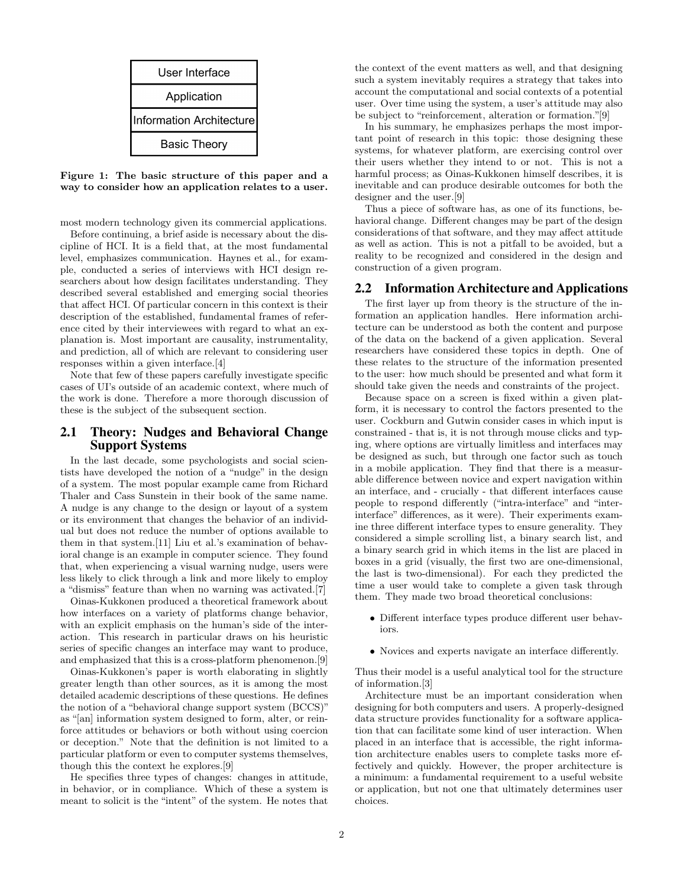| User Interface |
| --- |
| Application |
| Information Architecture |
| Basic Theory |

**Figure 1: The basic structure of this paper and a way to consider how an application relates to a user.**

most modern technology given its commercial applications.

Before continuing, a brief aside is necessary about the discipline of HCI. It is a field that, at the most fundamental level, emphasizes communication. Haynes et al., for example, conducted a series of interviews with HCI design researchers about how design facilitates understanding. They described several established and emerging social theories that affect HCI. Of particular concern in this context is their description of the established, fundamental frames of reference cited by their interviewees with regard to what an explanation is. Most important are causality, instrumentality, and prediction, all of which are relevant to considering user responses within a given interface.[4]

Note that few of these papers carefully investigate specific cases of UI's outside of an academic context, where much of the work is done. Therefore a more thorough discussion of these is the subject of the subsequent section.

## 2.1 Theory: Nudges and Behavioral Change Support Systems

In the last decade, some psychologists and social scientists have developed the notion of a "nudge" in the design of a system. The most popular example came from Richard Thaler and Cass Sunstein in their book of the same name. A nudge is any change to the design or layout of a system or its environment that changes the behavior of an individual but does not reduce the number of options available to them in that system.[11] Liu et al.'s examination of behavioral change is an example in computer science. They found that, when experiencing a visual warning nudge, users were less likely to click through a link and more likely to employ a "dismiss" feature than when no warning was activated.[7]

Oinas-Kukkonen produced a theoretical framework about how interfaces on a variety of platforms change behavior, with an explicit emphasis on the human's side of the interaction. This research in particular draws on his heuristic series of specific changes an interface may want to produce, and emphasized that this is a cross-platform phenomenon.[9]

Oinas-Kukkonen's paper is worth elaborating in slightly greater length than other sources, as it is among the most detailed academic descriptions of these questions. He defines the notion of a "behavioral change support system (BCCS)" as "[an] information system designed to form, alter, or reinforce attitudes or behaviors or both without using coercion or deception." Note that the definition is not limited to a particular platform or even to computer systems themselves, though this the context he explores.[9]

He specifies three types of changes: changes in attitude, in behavior, or in compliance. Which of these a system is meant to solicit is the "intent" of the system. He notes that the context of the event matters as well, and that designing such a system inevitably requires a strategy that takes into account the computational and social contexts of a potential user. Over time using the system, a user's attitude may also be subject to "reinforcement, alteration or formation."[9]

In his summary, he emphasizes perhaps the most important point of research in this topic: those designing these systems, for whatever platform, are exercising control over their users whether they intend to or not. This is not a harmful process; as Oinas-Kukkonen himself describes, it is inevitable and can produce desirable outcomes for both the designer and the user.[9]

Thus a piece of software has, as one of its functions, behavioral change. Different changes may be part of the design considerations of that software, and they may affect attitude as well as action. This is not a pitfall to be avoided, but a reality to be recognized and considered in the design and construction of a given program.

## 2.2 Information Architecture and Applications

The first layer up from theory is the structure of the information an application handles. Here information architecture can be understood as both the content and purpose of the data on the backend of a given application. Several researchers have considered these topics in depth. One of these relates to the structure of the information presented to the user: how much should be presented and what form it should take given the needs and constraints of the project.

Because space on a screen is fixed within a given platform, it is necessary to control the factors presented to the user. Cockburn and Gutwin consider cases in which input is constrained - that is, it is not through mouse clicks and typing, where options are virtually limitless and interfaces may be designed as such, but through one factor such as touch in a mobile application. They find that there is a measurable difference between novice and expert navigation within an interface, and - crucially - that different interfaces cause people to respond differently ("intra-interface" and "inter-interface" differences, as it were). Their experiments examine three different interface types to ensure generality. They considered a simple scrolling list, a binary search list, and a binary search grid in which items in the list are placed in boxes in a grid (visually, the first two are one-dimensional, the last is two-dimensional). For each they predicted the time a user would take to complete a given task through them. They made two broad theoretical conclusions:

- Different interface types produce different user behaviors.
- Novices and experts navigate an interface differently.

Thus their model is a useful analytical tool for the structure of information.[3]

Architecture must be an important consideration when designing for both computers and users. A properly-designed data structure provides functionality for a software application that can facilitate some kind of user interaction. When placed in an interface that is accessible, the right information architecture enables users to complete tasks more effectively and quickly. However, the proper architecture is a minimum: a fundamental requirement to a useful website or application, but not one that ultimately determines user choices.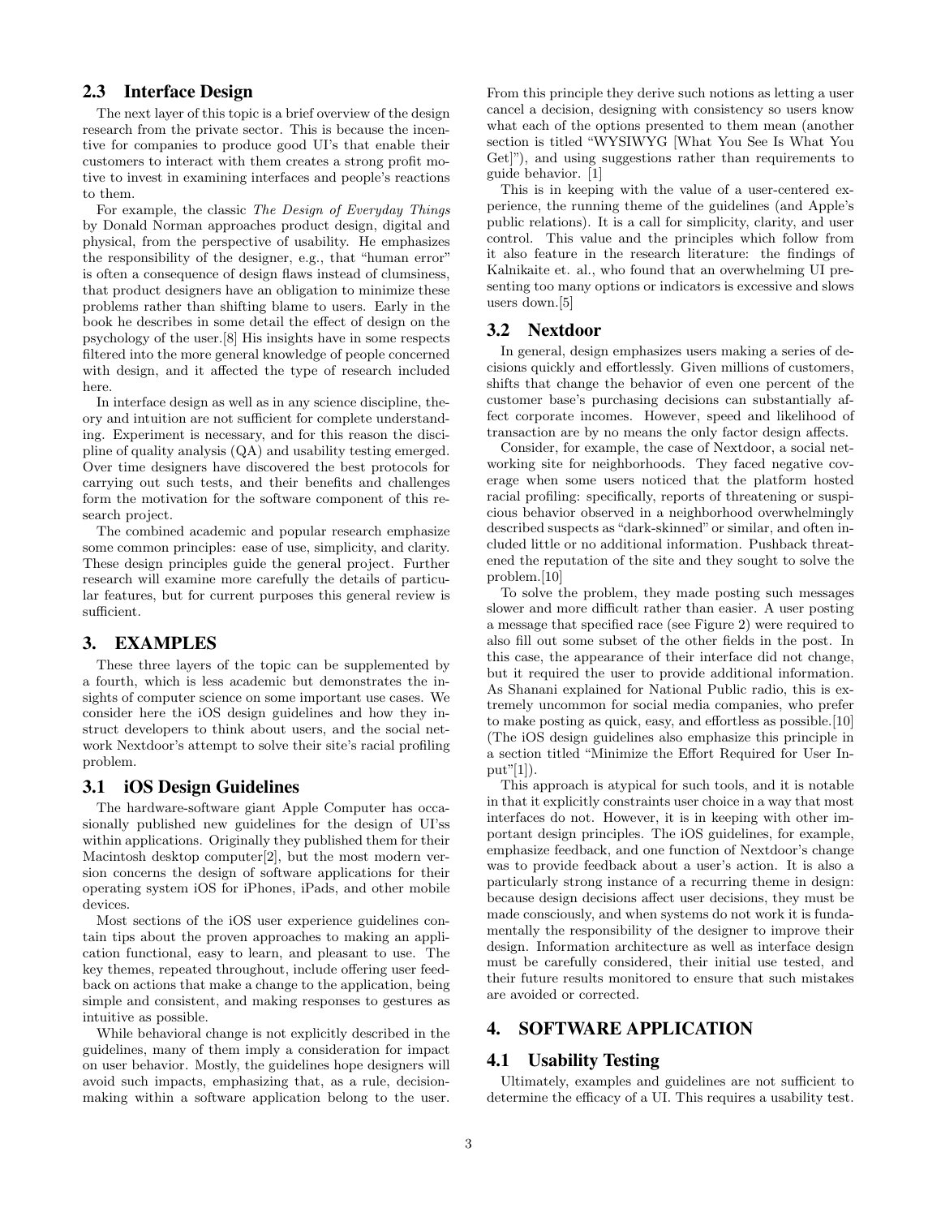## 2.3 Interface Design

The next layer of this topic is a brief overview of the design research from the private sector. This is because the incentive for companies to produce good UI's that enable their customers to interact with them creates a strong profit motive to invest in examining interfaces and people's reactions to them.

For example, the classic *The Design of Everyday Things* by Donald Norman approaches product design, digital and physical, from the perspective of usability. He emphasizes the responsibility of the designer, e.g., that "human error" is often a consequence of design flaws instead of clumsiness, that product designers have an obligation to minimize these problems rather than shifting blame to users. Early in the book he describes in some detail the effect of design on the psychology of the user.[8] His insights have in some respects filtered into the more general knowledge of people concerned with design, and it affected the type of research included here.

In interface design as well as in any science discipline, theory and intuition are not sufficient for complete understanding. Experiment is necessary, and for this reason the discipline of quality analysis (QA) and usability testing emerged. Over time designers have discovered the best protocols for carrying out such tests, and their benefits and challenges form the motivation for the software component of this research project.

The combined academic and popular research emphasize some common principles: ease of use, simplicity, and clarity. These design principles guide the general project. Further research will examine more carefully the details of particular features, but for current purposes this general review is sufficient.

# 3. EXAMPLES

These three layers of the topic can be supplemented by a fourth, which is less academic but demonstrates the insights of computer science on some important use cases. We consider here the iOS design guidelines and how they instruct developers to think about users, and the social network Nextdoor's attempt to solve their site's racial profiling problem.

## 3.1 iOS Design Guidelines

The hardware-software giant Apple Computer has occasionally published new guidelines for the design of UI'ss within applications. Originally they published them for their Macintosh desktop computer[2], but the most modern version concerns the design of software applications for their operating system iOS for iPhones, iPads, and other mobile devices.

Most sections of the iOS user experience guidelines contain tips about the proven approaches to making an application functional, easy to learn, and pleasant to use. The key themes, repeated throughout, include offering user feedback on actions that make a change to the application, being simple and consistent, and making responses to gestures as intuitive as possible.

While behavioral change is not explicitly described in the guidelines, many of them imply a consideration for impact on user behavior. Mostly, the guidelines hope designers will avoid such impacts, emphasizing that, as a rule, decision-making within a software application belong to the user. From this principle they derive such notions as letting a user cancel a decision, designing with consistency so users know what each of the options presented to them mean (another section is titled "WYSIWYG [What You See Is What You Get]"), and using suggestions rather than requirements to guide behavior. [1]

This is in keeping with the value of a user-centered experience, the running theme of the guidelines (and Apple's public relations). It is a call for simplicity, clarity, and user control. This value and the principles which follow from it also feature in the research literature: the findings of Kalnikaite et. al., who found that an overwhelming UI presenting too many options or indicators is excessive and slows users down.[5]

## 3.2 Nextdoor

In general, design emphasizes users making a series of decisions quickly and effortlessly. Given millions of customers, shifts that change the behavior of even one percent of the customer base's purchasing decisions can substantially affect corporate incomes. However, speed and likelihood of transaction are by no means the only factor design affects.

Consider, for example, the case of Nextdoor, a social networking site for neighborhoods. They faced negative coverage when some users noticed that the platform hosted racial profiling: specifically, reports of threatening or suspicious behavior observed in a neighborhood overwhelmingly described suspects as "dark-skinned" or similar, and often included little or no additional information. Pushback threatened the reputation of the site and they sought to solve the problem.[10]

To solve the problem, they made posting such messages slower and more difficult rather than easier. A user posting a message that specified race (see Figure 2) were required to also fill out some subset of the other fields in the post. In this case, the appearance of their interface did not change, but it required the user to provide additional information. As Shanani explained for National Public radio, this is extremely uncommon for social media companies, who prefer to make posting as quick, easy, and effortless as possible.[10] (The iOS design guidelines also emphasize this principle in a section titled "Minimize the Effort Required for User Input"[1]).

This approach is atypical for such tools, and it is notable in that it explicitly constraints user choice in a way that most interfaces do not. However, it is in keeping with other important design principles. The iOS guidelines, for example, emphasize feedback, and one function of Nextdoor's change was to provide feedback about a user's action. It is also a particularly strong instance of a recurring theme in design: because design decisions affect user decisions, they must be made consciously, and when systems do not work it is fundamentally the responsibility of the designer to improve their design. Information architecture as well as interface design must be carefully considered, their initial use tested, and their future results monitored to ensure that such mistakes are avoided or corrected.

# 4. SOFTWARE APPLICATION

## 4.1 Usability Testing

Ultimately, examples and guidelines are not sufficient to determine the efficacy of a UI. This requires a usability test.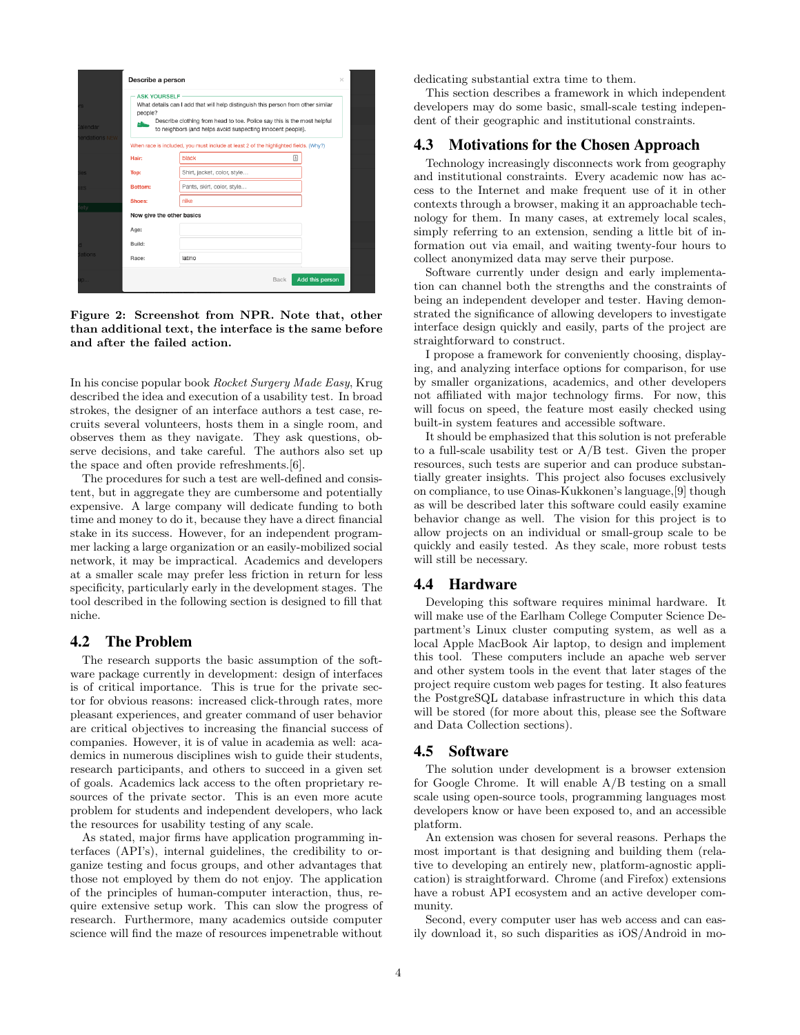**Figure 2: Screenshot from NPR. Note that, other than additional text, the interface is the same before and after the failed action.**

In his concise popular book *Rocket Surgery Made Easy*, Krug described the idea and execution of a usability test. In broad strokes, the designer of an interface authors a test case, recruits several volunteers, hosts them in a single room, and observes them as they navigate. They ask questions, observe decisions, and take careful. The authors also set up the space and often provide refreshments.[6].

The procedures for such a test are well-defined and consistent, but in aggregate they are cumbersome and potentially expensive. A large company will dedicate funding to both time and money to do it, because they have a direct financial stake in its success. However, for an independent programmer lacking a large organization or an easily-mobilized social network, it may be impractical. Academics and developers at a smaller scale may prefer less friction in return for less specificity, particularly early in the development stages. The tool described in the following section is designed to fill that niche.

## 4.2 The Problem

The research supports the basic assumption of the software package currently in development: design of interfaces is of critical importance. This is true for the private sector for obvious reasons: increased click-through rates, more pleasant experiences, and greater command of user behavior are critical objectives to increasing the financial success of companies. However, it is of value in academia as well: academics in numerous disciplines wish to guide their students, research participants, and others to succeed in a given set of goals. Academics lack access to the often proprietary resources of the private sector. This is an even more acute problem for students and independent developers, who lack the resources for usability testing of any scale.

As stated, major firms have application programming interfaces (API's), internal guidelines, the credibility to organize testing and focus groups, and other advantages that those not employed by them do not enjoy. The application of the principles of human-computer interaction, thus, require extensive setup work. This can slow the progress of research. Furthermore, many academics outside computer science will find the maze of resources impenetrable without dedicating substantial extra time to them.

This section describes a framework in which independent developers may do some basic, small-scale testing independent of their geographic and institutional constraints.

## 4.3 Motivations for the Chosen Approach

Technology increasingly disconnects work from geography and institutional constraints. Every academic now has access to the Internet and make frequent use of it in other contexts through a browser, making it an approachable technology for them. In many cases, at extremely local scales, simply referring to an extension, sending a little bit of information out via email, and waiting twenty-four hours to collect anonymized data may serve their purpose.

Software currently under design and early implementation can channel both the strengths and the constraints of being an independent developer and tester. Having demonstrated the significance of allowing developers to investigate interface design quickly and easily, parts of the project are straightforward to construct.

I propose a framework for conveniently choosing, displaying, and analyzing interface options for comparison, for use by smaller organizations, academics, and other developers not affiliated with major technology firms. For now, this will focus on speed, the feature most easily checked using built-in system features and accessible software.

It should be emphasized that this solution is not preferable to a full-scale usability test or A/B test. Given the proper resources, such tests are superior and can produce substantially greater insights. This project also focuses exclusively on compliance, to use Oinas-Kukkonen's language,[9] though as will be described later this software could easily examine behavior change as well. The vision for this project is to allow projects on an individual or small-group scale to be quickly and easily tested. As they scale, more robust tests will still be necessary.

## 4.4 Hardware

Developing this software requires minimal hardware. It will make use of the Earlham College Computer Science Department's Linux cluster computing system, as well as a local Apple MacBook Air laptop, to design and implement this tool. These computers include an apache web server and other system tools in the event that later stages of the project require custom web pages for testing. It also features the PostgreSQL database infrastructure in which this data will be stored (for more about this, please see the Software and Data Collection sections).

## 4.5 Software

The solution under development is a browser extension for Google Chrome. It will enable A/B testing on a small scale using open-source tools, programming languages most developers know or have been exposed to, and an accessible platform.

An extension was chosen for several reasons. Perhaps the most important is that designing and building them (relative to developing an entirely new, platform-agnostic application) is straightforward. Chrome (and Firefox) extensions have a robust API ecosystem and an active developer community.

Second, every computer user has web access and can easily download it, so such disparities as iOS/Android in mo-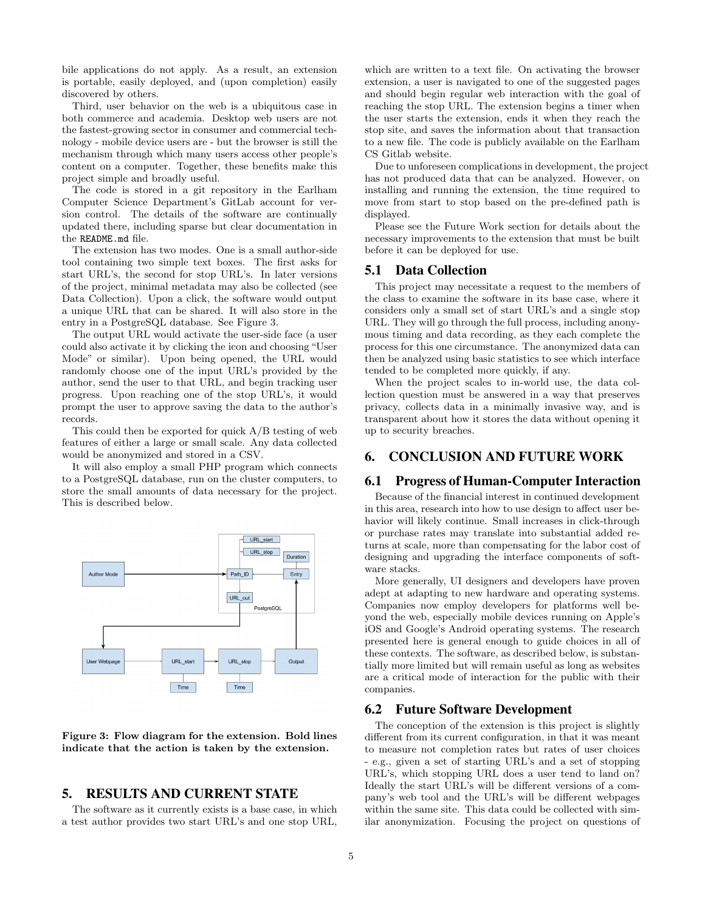bile applications do not apply. As a result, an extension is portable, easily deployed, and (upon completion) easily discovered by others.

Third, user behavior on the web is a ubiquitous case in both commerce and academia. Desktop web users are not the fastest-growing sector in consumer and commercial technology - mobile device users are - but the browser is still the mechanism through which many users access other people's content on a computer. Together, these benefits make this project simple and broadly useful.

The code is stored in a git repository in the Earlham Computer Science Department's GitLab account for version control. The details of the software are continually updated there, including sparse but clear documentation in the `README.md` file.

The extension has two modes. One is a small author-side tool containing two simple text boxes. The first asks for start URL's, the second for stop URL's. In later versions of the project, minimal metadata may also be collected (see Data Collection). Upon a click, the software would output a unique URL that can be shared. It will also store in the entry in a PostgreSQL database. See Figure 3.

The output URL would activate the user-side face (a user could also activate it by clicking the icon and choosing "User Mode" or similar). Upon being opened, the URL would randomly choose one of the input URL's provided by the author, send the user to that URL, and begin tracking user progress. Upon reaching one of the stop URL's, it would prompt the user to approve saving the data to the author's records.

This could then be exported for quick A/B testing of web features of either a large or small scale. Any data collected would be anonymized and stored in a CSV.

It will also employ a small PHP program which connects to a PostgreSQL database, run on the cluster computers, to store the small amounts of data necessary for the project. This is described below.

**Figure 3: Flow diagram for the extension. Bold lines indicate that the action is taken by the extension.**

## 5. RESULTS AND CURRENT STATE

The software as it currently exists is a base case, in which a test author provides two start URL's and one stop URL, which are written to a text file. On activating the browser extension, a user is navigated to one of the suggested pages and should begin regular web interaction with the goal of reaching the stop URL. The extension begins a timer when the user starts the extension, ends it when they reach the stop site, and saves the information about that transaction to a new file. The code is publicly available on the Earlham CS Gitlab website.

Due to unforeseen complications in development, the project has not produced data that can be analyzed. However, on installing and running the extension, the time required to move from start to stop based on the pre-defined path is displayed.

Please see the Future Work section for details about the necessary improvements to the extension that must be built before it can be deployed for use.

### 5.1 Data Collection

This project may necessitate a request to the members of the class to examine the software in its base case, where it considers only a small set of start URL's and a single stop URL. They will go through the full process, including anonymous timing and data recording, as they each complete the process for this one circumstance. The anonymized data can then be analyzed using basic statistics to see which interface tended to be completed more quickly, if any.

When the project scales to in-world use, the data collection question must be answered in a way that preserves privacy, collects data in a minimally invasive way, and is transparent about how it stores the data without opening it up to security breaches.

## 6. CONCLUSION AND FUTURE WORK

### 6.1 Progress of Human-Computer Interaction

Because of the financial interest in continued development in this area, research into how to use design to affect user behavior will likely continue. Small increases in click-through or purchase rates may translate into substantial added returns at scale, more than compensating for the labor cost of designing and upgrading the interface components of software stacks.

More generally, UI designers and developers have proven adept at adapting to new hardware and operating systems. Companies now employ developers for platforms well beyond the web, especially mobile devices running on Apple's iOS and Google's Android operating systems. The research presented here is general enough to guide choices in all of these contexts. The software, as described below, is substantially more limited but will remain useful as long as websites are a critical mode of interaction for the public with their companies.

### 6.2 Future Software Development

The conception of the extension is this project is slightly different from its current configuration, in that it was meant to measure not completion rates but rates of user choices - e.g., given a set of starting URL's and a set of stopping URL's, which stopping URL does a user tend to land on? Ideally the start URL's will be different versions of a company's web tool and the URL's will be different webpages within the same site. This data could be collected with similar anonymization. Focusing the project on questions of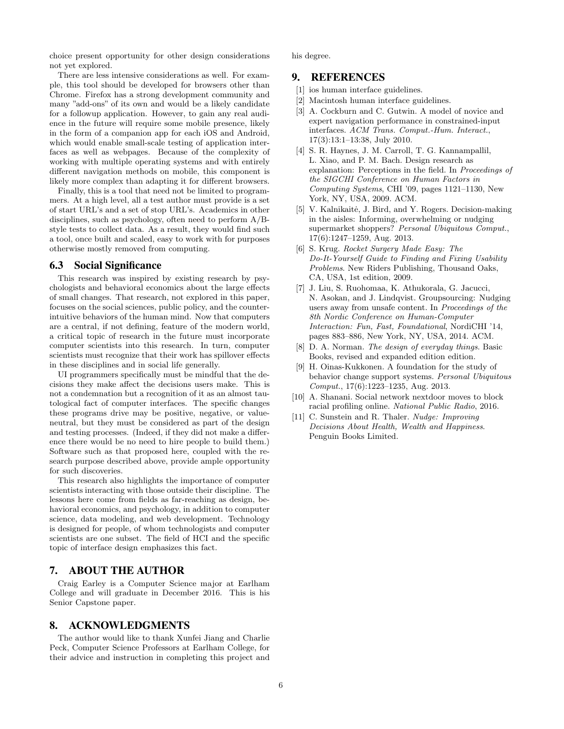choice present opportunity for other design considerations not yet explored.

There are less intensive considerations as well. For example, this tool should be developed for browsers other than Chrome. Firefox has a strong development community and many "add-ons" of its own and would be a likely candidate for a followup application. However, to gain any real audience in the future will require some mobile presence, likely in the form of a companion app for each iOS and Android, which would enable small-scale testing of application interfaces as well as webpages. Because of the complexity of working with multiple operating systems and with entirely different navigation methods on mobile, this component is likely more complex than adapting it for different browsers.

Finally, this is a tool that need not be limited to programmers. At a high level, all a test author must provide is a set of start URL's and a set of stop URL's. Academics in other disciplines, such as psychology, often need to perform A/B-style tests to collect data. As a result, they would find such a tool, once built and scaled, easy to work with for purposes otherwise mostly removed from computing.

### 6.3 Social Significance

This research was inspired by existing research by psychologists and behavioral economics about the large effects of small changes. That research, not explored in this paper, focuses on the social sciences, public policy, and the counter-intuitive behaviors of the human mind. Now that computers are a central, if not defining, feature of the modern world, a critical topic of research in the future must incorporate computer scientists into this research. In turn, computer scientists must recognize that their work has spillover effects in these disciplines and in social life generally.

UI programmers specifically must be mindful that the decisions they make affect the decisions users make. This is not a condemnation but a recognition of it as an almost tautological fact of computer interfaces. The specific changes these programs drive may be positive, negative, or value-neutral, but they must be considered as part of the design and testing processes. (Indeed, if they did not make a difference there would be no need to hire people to build them.) Software such as that proposed here, coupled with the research purpose described above, provide ample opportunity for such discoveries.

This research also highlights the importance of computer scientists interacting with those outside their discipline. The lessons here come from fields as far-reaching as design, behavioral economics, and psychology, in addition to computer science, data modeling, and web development. Technology is designed for people, of whom technologists and computer scientists are one subset. The field of HCI and the specific topic of interface design emphasizes this fact.

## 7. ABOUT THE AUTHOR

Craig Earley is a Computer Science major at Earlham College and will graduate in December 2016. This is his Senior Capstone paper.

## 8. ACKNOWLEDGMENTS

The author would like to thank Xunfei Jiang and Charlie Peck, Computer Science Professors at Earlham College, for their advice and instruction in completing this project and his degree.

## 9. REFERENCES

[1] ios human interface guidelines.

[2] Macintosh human interface guidelines.

[3] A. Cockburn and C. Gutwin. A model of novice and expert navigation performance in constrained-input interfaces. *ACM Trans. Comput.-Hum. Interact.*, 17(3):13:1–13:38, July 2010.

[4] S. R. Haynes, J. M. Carroll, T. G. Kannampallil, L. Xiao, and P. M. Bach. Design research as explanation: Perceptions in the field. In *Proceedings of the SIGCHI Conference on Human Factors in Computing Systems*, CHI '09, pages 1121–1130, New York, NY, USA, 2009. ACM.

[5] V. Kalnikaitė, J. Bird, and Y. Rogers. Decision-making in the aisles: Informing, overwhelming or nudging supermarket shoppers? *Personal Ubiquitous Comput.*, 17(6):1247–1259, Aug. 2013.

[6] S. Krug. *Rocket Surgery Made Easy: The Do-It-Yourself Guide to Finding and Fixing Usability Problems*. New Riders Publishing, Thousand Oaks, CA, USA, 1st edition, 2009.

[7] J. Liu, S. Ruohomaa, K. Athukorala, G. Jacucci, N. Asokan, and J. Lindqvist. Groupsourcing: Nudging users away from unsafe content. In *Proceedings of the 8th Nordic Conference on Human-Computer Interaction: Fun, Fast, Foundational*, NordiCHI '14, pages 883–886, New York, NY, USA, 2014. ACM.

[8] D. A. Norman. *The design of everyday things*. Basic Books, revised and expanded edition edition.

[9] H. Oinas-Kukkonen. A foundation for the study of behavior change support systems. *Personal Ubiquitous Comput.*, 17(6):1223–1235, Aug. 2013.

[10] A. Shanani. Social network nextdoor moves to block racial profiling online. *National Public Radio*, 2016.

[11] C. Sunstein and R. Thaler. *Nudge: Improving Decisions About Health, Wealth and Happiness*. Penguin Books Limited.